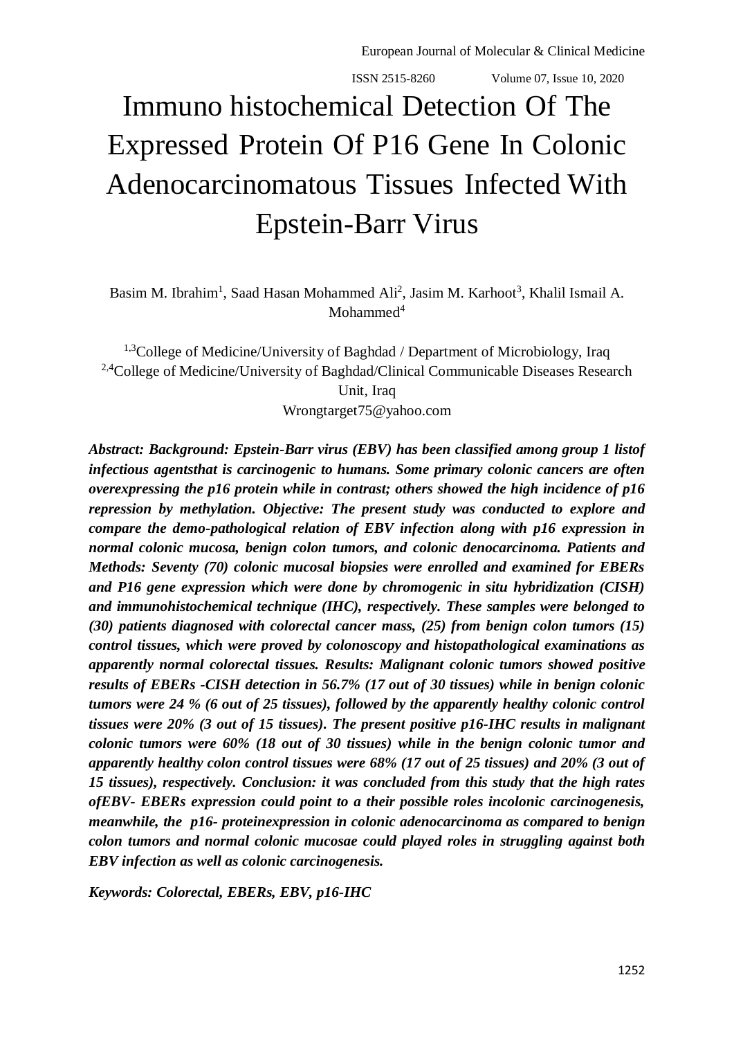# Immuno histochemical Detection Of The Expressed Protein Of P16 Gene In Colonic Adenocarcinomatous Tissues Infected With Epstein-Barr Virus

Basim M. Ibrahim[1], Saad Hasan Mohammed Ali[2], Jasim M. Karhoot[3], Khalil Ismail A. Mohammed[4]

[1,3]College of Medicine/University of Baghdad / Department of Microbiology, Iraq
[2,4]College of Medicine/University of Baghdad/Clinical Communicable Diseases Research Unit, Iraq
Wrongtarget75@yahoo.com

***Abstract: Background: Epstein-Barr virus (EBV) has been classified among group 1 listof infectious agentsthat is carcinogenic to humans. Some primary colonic cancers are often overexpressing the p16 protein while in contrast; others showed the high incidence of p16 repression by methylation. Objective: The present study was conducted to explore and compare the demo-pathological relation of EBV infection along with p16 expression in normal colonic mucosa, benign colon tumors, and colonic denocarcinoma. Patients and Methods: Seventy (70) colonic mucosal biopsies were enrolled and examined for EBERs and P16 gene expression which were done by chromogenic in situ hybridization (CISH) and immunohistochemical technique (IHC), respectively. These samples were belonged to (30) patients diagnosed with colorectal cancer mass, (25) from benign colon tumors (15) control tissues, which were proved by colonoscopy and histopathological examinations as apparently normal colorectal tissues. Results: Malignant colonic tumors showed positive results of EBERs -CISH detection in 56.7% (17 out of 30 tissues) while in benign colonic tumors were 24 % (6 out of 25 tissues), followed by the apparently healthy colonic control tissues were 20% (3 out of 15 tissues). The present positive p16-IHC results in malignant colonic tumors were 60% (18 out of 30 tissues) while in the benign colonic tumor and apparently healthy colon control tissues were 68% (17 out of 25 tissues) and 20% (3 out of 15 tissues), respectively. Conclusion: it was concluded from this study that the high rates ofEBV- EBERs expression could point to a their possible roles incolonic carcinogenesis, meanwhile, the p16- proteinexpression in colonic adenocarcinoma as compared to benign colon tumors and normal colonic mucosae could played roles in struggling against both EBV infection as well as colonic carcinogenesis.***

***Keywords: Colorectal, EBERs, EBV, p16-IHC***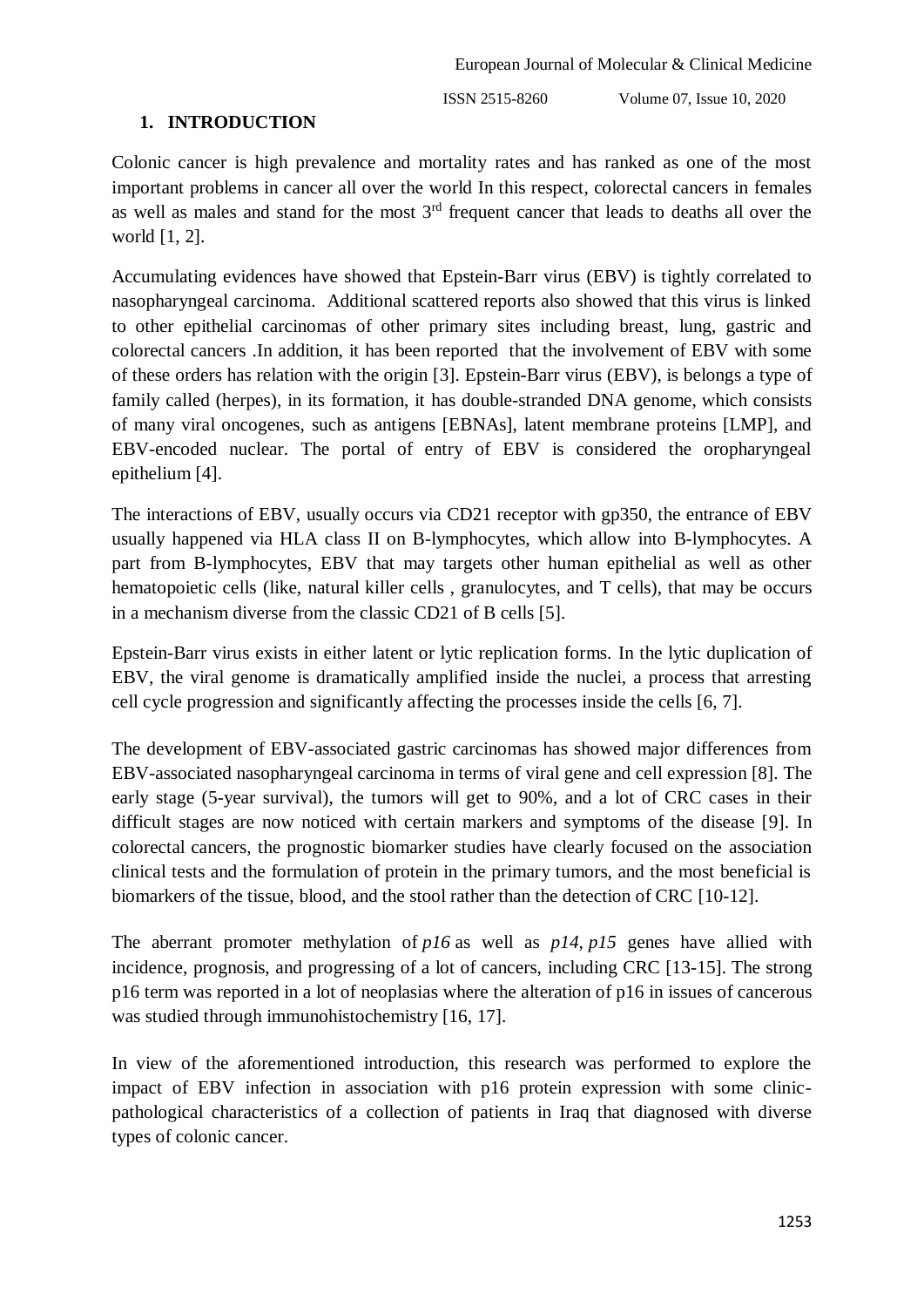## 1. INTRODUCTION

Colonic cancer is high prevalence and mortality rates and has ranked as one of the most important problems in cancer all over the world In this respect, colorectal cancers in females as well as males and stand for the most 3rd frequent cancer that leads to deaths all over the world [1, 2].

Accumulating evidences have showed that Epstein-Barr virus (EBV) is tightly correlated to nasopharyngeal carcinoma. Additional scattered reports also showed that this virus is linked to other epithelial carcinomas of other primary sites including breast, lung, gastric and colorectal cancers .In addition, it has been reported that the involvement of EBV with some of these orders has relation with the origin [3]. Epstein-Barr virus (EBV), is belongs a type of family called (herpes), in its formation, it has double-stranded DNA genome, which consists of many viral oncogenes, such as antigens [EBNAs], latent membrane proteins [LMP], and EBV-encoded nuclear. The portal of entry of EBV is considered the oropharyngeal epithelium [4].

The interactions of EBV, usually occurs via CD21 receptor with gp350, the entrance of EBV usually happened via HLA class II on B-lymphocytes, which allow into B-lymphocytes. A part from B-lymphocytes, EBV that may targets other human epithelial as well as other hematopoietic cells (like, natural killer cells , granulocytes, and T cells), that may be occurs in a mechanism diverse from the classic CD21 of B cells [5].

Epstein-Barr virus exists in either latent or lytic replication forms. In the lytic duplication of EBV, the viral genome is dramatically amplified inside the nuclei, a process that arresting cell cycle progression and significantly affecting the processes inside the cells [6, 7].

The development of EBV-associated gastric carcinomas has showed major differences from EBV-associated nasopharyngeal carcinoma in terms of viral gene and cell expression [8]. The early stage (5-year survival), the tumors will get to 90%, and a lot of CRC cases in their difficult stages are now noticed with certain markers and symptoms of the disease [9]. In colorectal cancers, the prognostic biomarker studies have clearly focused on the association clinical tests and the formulation of protein in the primary tumors, and the most beneficial is biomarkers of the tissue, blood, and the stool rather than the detection of CRC [10-12].

The aberrant promoter methylation of *p16* as well as *p14, p15* genes have allied with incidence, prognosis, and progressing of a lot of cancers, including CRC [13-15]. The strong p16 term was reported in a lot of neoplasias where the alteration of p16 in issues of cancerous was studied through immunohistochemistry [16, 17].

In view of the aforementioned introduction, this research was performed to explore the impact of EBV infection in association with p16 protein expression with some clinic-pathological characteristics of a collection of patients in Iraq that diagnosed with diverse types of colonic cancer.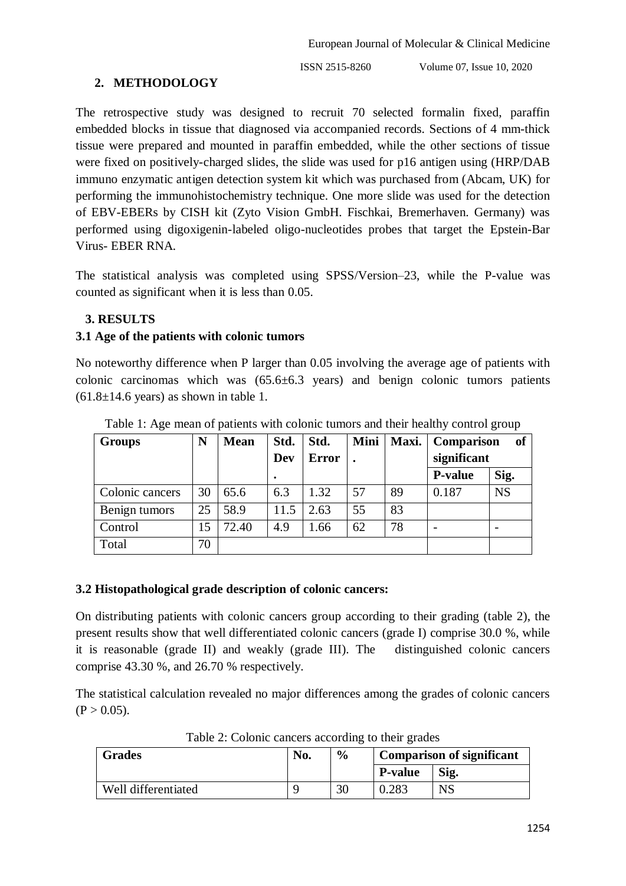## 2. METHODOLOGY

The retrospective study was designed to recruit 70 selected formalin fixed, paraffin embedded blocks in tissue that diagnosed via accompanied records. Sections of 4 mm-thick tissue were prepared and mounted in paraffin embedded, while the other sections of tissue were fixed on positively-charged slides, the slide was used for p16 antigen using (HRP/DAB immuno enzymatic antigen detection system kit which was purchased from (Abcam, UK) for performing the immunohistochemistry technique. One more slide was used for the detection of EBV-EBERs by CISH kit (Zyto Vision GmbH. Fischkai, Bremerhaven. Germany) was performed using digoxigenin-labeled oligo-nucleotides probes that target the Epstein-Bar Virus- EBER RNA.

The statistical analysis was completed using SPSS/Version–23, while the P-value was counted as significant when it is less than 0.05.

## 3. RESULTS

### 3.1 Age of the patients with colonic tumors

No noteworthy difference when P larger than 0.05 involving the average age of patients with colonic carcinomas which was (65.6±6.3 years) and benign colonic tumors patients (61.8±14.6 years) as shown in table 1.

Table 1: Age mean of patients with colonic tumors and their healthy control group

| Groups | N | Mean | Std. Dev. | Std. Error | Mini. | Maxi. | Comparison of significant | |
|---|---|---|---|---|---|---|---|---|
| | | | | | | | P-value | Sig. |
| Colonic cancers | 30 | 65.6 | 6.3 | 1.32 | 57 | 89 | 0.187 | NS |
| Benign tumors | 25 | 58.9 | 11.5 | 2.63 | 55 | 83 | | |
| Control | 15 | 72.40 | 4.9 | 1.66 | 62 | 78 | - | - |
| Total | 70 | | | | | | | |

### 3.2 Histopathological grade description of colonic cancers:

On distributing patients with colonic cancers group according to their grading (table 2), the present results show that well differentiated colonic cancers (grade I) comprise 30.0 %, while it is reasonable (grade II) and weakly (grade III). The distinguished colonic cancers comprise 43.30 %, and 26.70 % respectively.

The statistical calculation revealed no major differences among the grades of colonic cancers (P > 0.05).

Table 2: Colonic cancers according to their grades

| Grades | No. | % | Comparison of significant | |
|---|---|---|---|---|
| | | | P-value | Sig. |
| Well differentiated | 9 | 30 | 0.283 | NS |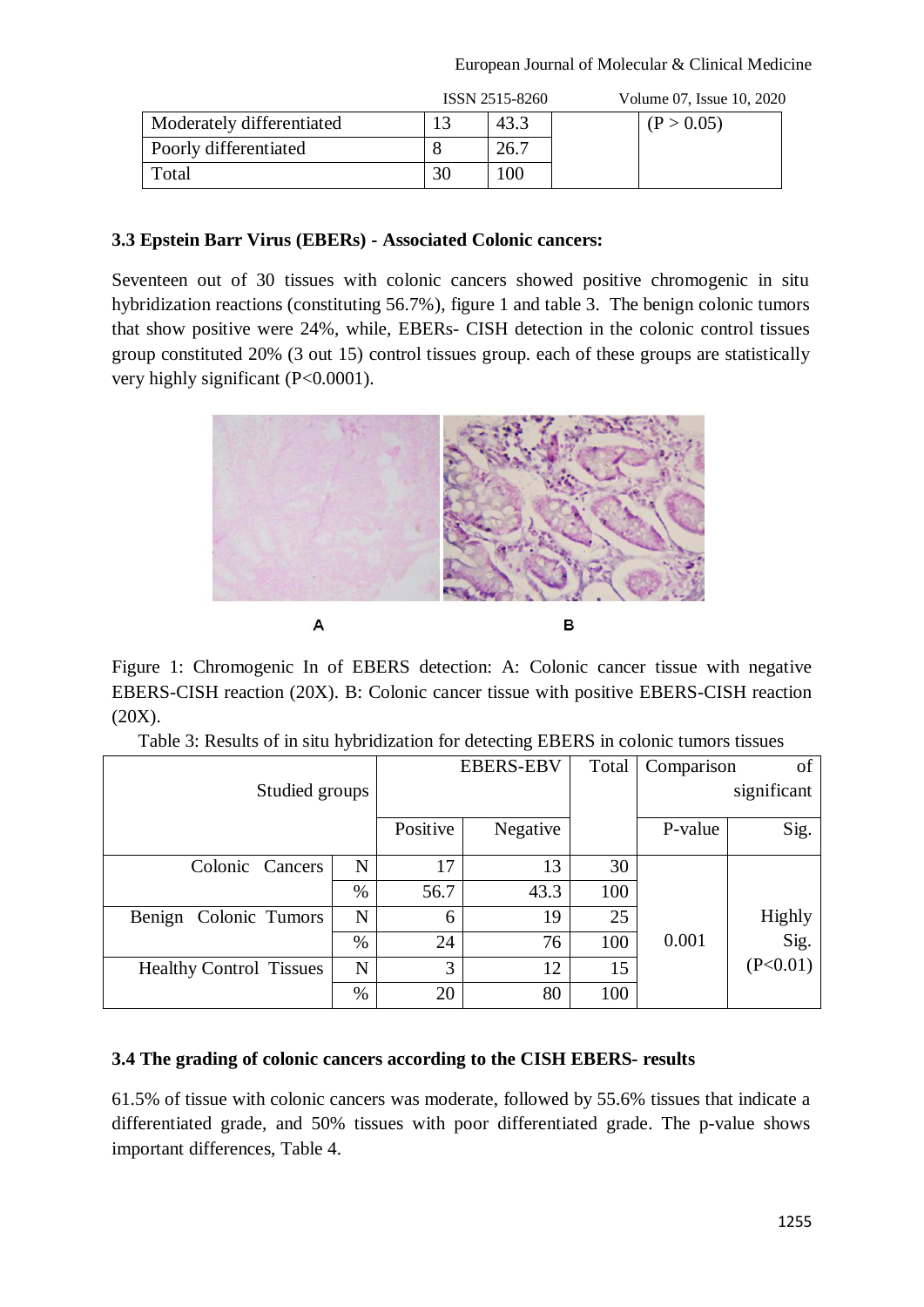| Moderately differentiated | 13 | 43.3 | | (P > 0.05) |
|---|---|---|---|---|
| Poorly differentiated | 8 | 26.7 | | |
| Total | 30 | 100 | | |

### 3.3 Epstein Barr Virus (EBERs) - Associated Colonic cancers:

Seventeen out of 30 tissues with colonic cancers showed positive chromogenic in situ hybridization reactions (constituting 56.7%), figure 1 and table 3. The benign colonic tumors that show positive were 24%, while, EBERs- CISH detection in the colonic control tissues group constituted 20% (3 out 15) control tissues group. each of these groups are statistically very highly significant (P<0.0001).

A B

Figure 1: Chromogenic In of EBERS detection: A: Colonic cancer tissue with negative EBERS-CISH reaction (20X). B: Colonic cancer tissue with positive EBERS-CISH reaction (20X).

Table 3: Results of in situ hybridization for detecting EBERS in colonic tumors tissues

| Studied groups | | EBERS-EBV | | Total | Comparison of significant | |
|---|---|---|---|---|---|---|
| | | Positive | Negative | | P-value | Sig. |
| Colonic Cancers | N | 17 | 13 | 30 | 0.001 | Highly Sig. (P<0.01) |
| | % | 56.7 | 43.3 | 100 | | |
| Benign Colonic Tumors | N | 6 | 19 | 25 | | |
| | % | 24 | 76 | 100 | | |
| Healthy Control Tissues | N | 3 | 12 | 15 | | |
| | % | 20 | 80 | 100 | | |

### 3.4 The grading of colonic cancers according to the CISH EBERS- results

61.5% of tissue with colonic cancers was moderate, followed by 55.6% tissues that indicate a differentiated grade, and 50% tissues with poor differentiated grade. The p-value shows important differences, Table 4.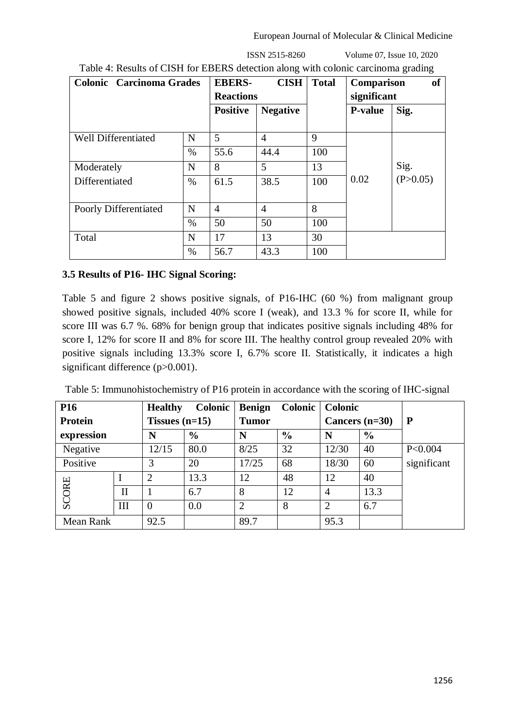Table 4: Results of CISH for EBERS detection along with colonic carcinoma grading

| Colonic Carcinoma Grades | | EBERS-CISH Reactions | | Total | Comparison of significant | |
|---|---|---|---|---|---|---|
| | | Positive | Negative | | P-value | Sig. |
| Well Differentiated | N | 5 | 4 | 9 | 0.02 | Sig. (P>0.05) |
| | % | 55.6 | 44.4 | 100 | | |
| Moderately Differentiated | N | 8 | 5 | 13 | | |
| | % | 61.5 | 38.5 | 100 | | |
| Poorly Differentiated | N | 4 | 4 | 8 | | |
| | % | 50 | 50 | 100 | | |
| Total | N | 17 | 13 | 30 | | |
| | % | 56.7 | 43.3 | 100 | | |

### 3.5 Results of P16- IHC Signal Scoring:

Table 5 and figure 2 shows positive signals, of P16-IHC (60 %) from malignant group showed positive signals, included 40% score I (weak), and 13.3 % for score II, while for score III was 6.7 %. 68% for benign group that indicates positive signals including 48% for score I, 12% for score II and 8% for score III. The healthy control group revealed 20% with positive signals including 13.3% score I, 6.7% score II. Statistically, it indicates a high significant difference (p>0.001).

Table 5: Immunohistochemistry of P16 protein in accordance with the scoring of IHC-signal

| P16 Protein expression | | Healthy Colonic Tissues (n=15) | | Benign Colonic Tumor | | Colonic Cancers (n=30) | | P |
|---|---|---|---|---|---|---|---|---|
| | | N | % | N | % | N | % | |
| Negative | | 12/15 | 80.0 | 8/25 | 32 | 12/30 | 40 | P<0.004 significant |
| Positive | | 3 | 20 | 17/25 | 68 | 18/30 | 60 | |
| SCORE | I | 2 | 13.3 | 12 | 48 | 12 | 40 | |
| | II | 1 | 6.7 | 8 | 12 | 4 | 13.3 | |
| | III | 0 | 0.0 | 2 | 8 | 2 | 6.7 | |
| Mean Rank | | 92.5 | | 89.7 | | 95.3 | | |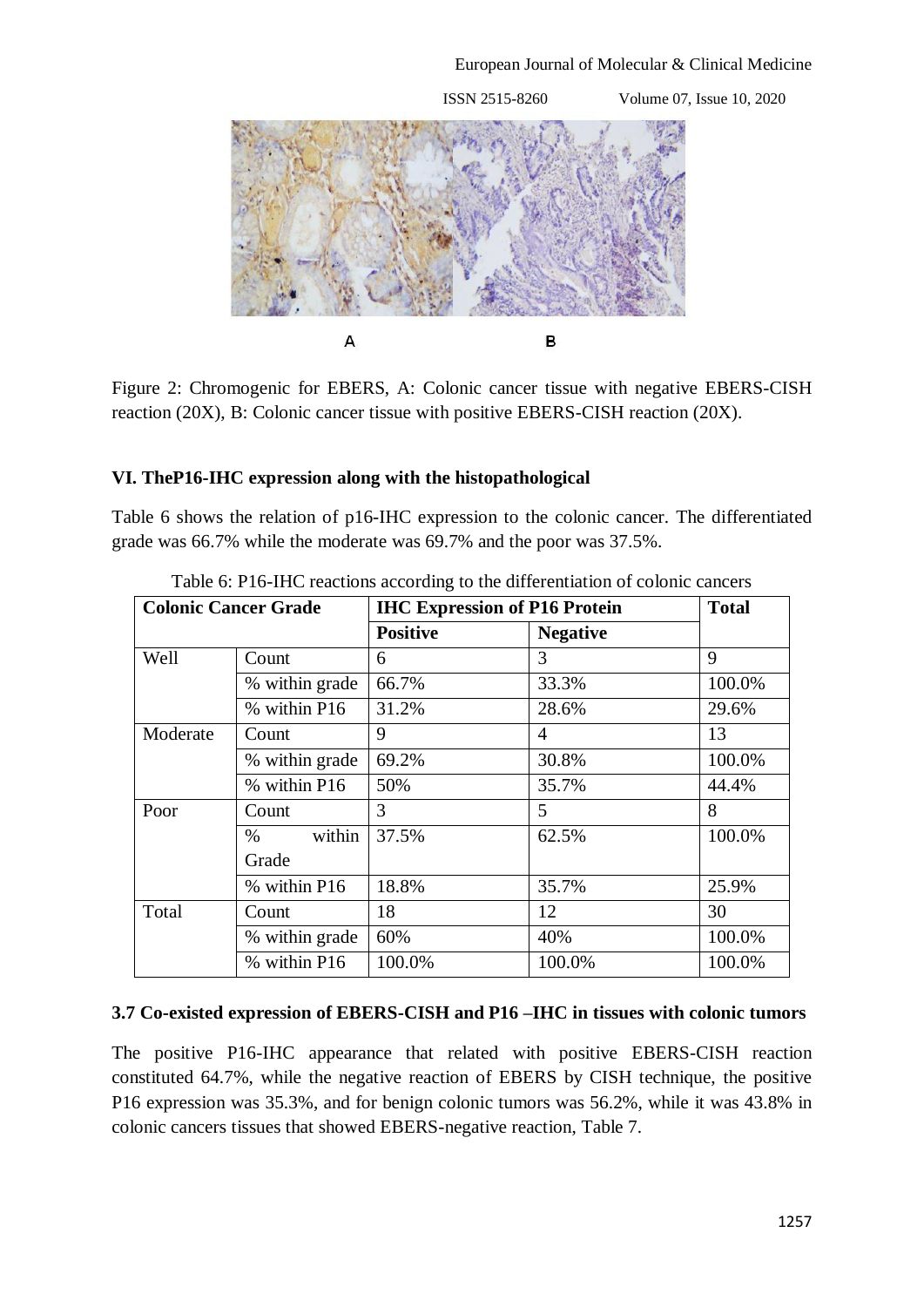Figure 2: Chromogenic for EBERS, A: Colonic cancer tissue with negative EBERS-CISH reaction (20X), B: Colonic cancer tissue with positive EBERS-CISH reaction (20X).

### VI. TheP16-IHC expression along with the histopathological

Table 6 shows the relation of p16-IHC expression to the colonic cancer. The differentiated grade was 66.7% while the moderate was 69.7% and the poor was 37.5%.

Table 6: P16-IHC reactions according to the differentiation of colonic cancers

| Colonic Cancer Grade | | IHC Expression of P16 Protein | | Total |
|---|---|---|---|---|
| | | Positive | Negative | |
| Well | Count | 6 | 3 | 9 |
| | % within grade | 66.7% | 33.3% | 100.0% |
| | % within P16 | 31.2% | 28.6% | 29.6% |
| Moderate | Count | 9 | 4 | 13 |
| | % within grade | 69.2% | 30.8% | 100.0% |
| | % within P16 | 50% | 35.7% | 44.4% |
| Poor | Count | 3 | 5 | 8 |
| | % within Grade | 37.5% | 62.5% | 100.0% |
| | % within P16 | 18.8% | 35.7% | 25.9% |
| Total | Count | 18 | 12 | 30 |
| | % within grade | 60% | 40% | 100.0% |
| | % within P16 | 100.0% | 100.0% | 100.0% |

### 3.7 Co-existed expression of EBERS-CISH and P16 –IHC in tissues with colonic tumors

The positive P16-IHC appearance that related with positive EBERS-CISH reaction constituted 64.7%, while the negative reaction of EBERS by CISH technique, the positive P16 expression was 35.3%, and for benign colonic tumors was 56.2%, while it was 43.8% in colonic cancers tissues that showed EBERS-negative reaction, Table 7.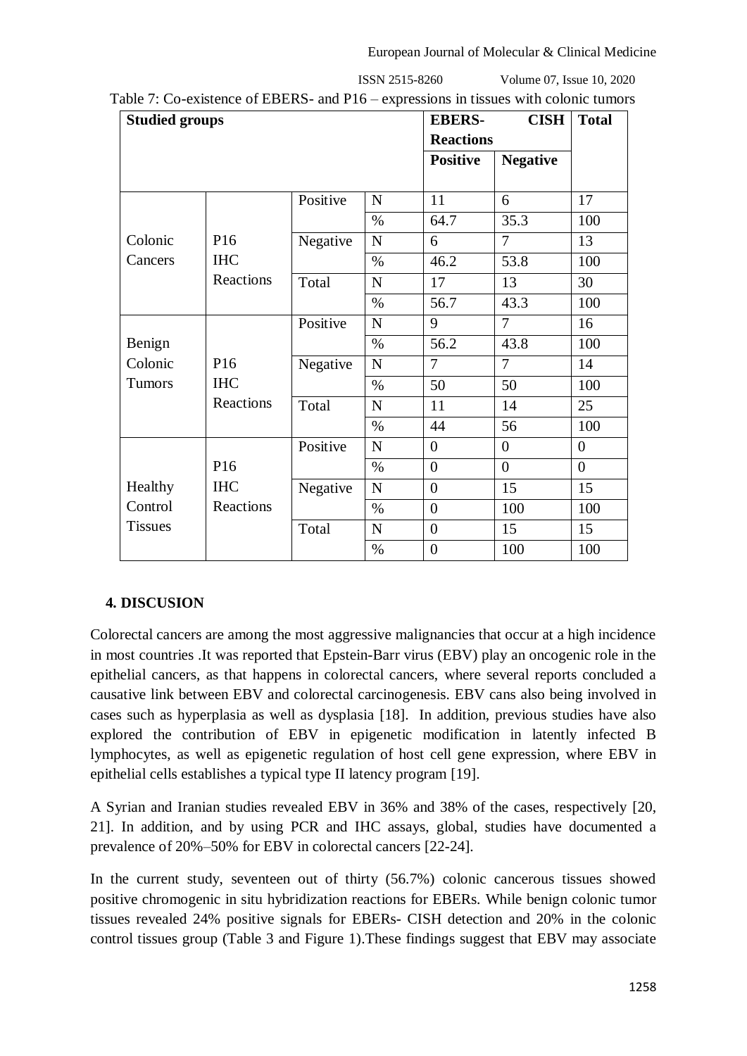Table 7: Co-existence of EBERS- and P16 – expressions in tissues with colonic tumors

| Studied groups | | | | EBERS- CISH Reactions | | Total |
|---|---|---|---|---|---|---|
| | | | | Positive | Negative | |
| Colonic Cancers | P16 IHC Reactions | Positive | N | 11 | 6 | 17 |
| | | | % | 64.7 | 35.3 | 100 |
| | | Negative | N | 6 | 7 | 13 |
| | | | % | 46.2 | 53.8 | 100 |
| | | Total | N | 17 | 13 | 30 |
| | | | % | 56.7 | 43.3 | 100 |
| Benign Colonic Tumors | P16 IHC Reactions | Positive | N | 9 | 7 | 16 |
| | | | % | 56.2 | 43.8 | 100 |
| | | Negative | N | 7 | 7 | 14 |
| | | | % | 50 | 50 | 100 |
| | | Total | N | 11 | 14 | 25 |
| | | | % | 44 | 56 | 100 |
| Healthy Control Tissues | P16 IHC Reactions | Positive | N | 0 | 0 | 0 |
| | | | % | 0 | 0 | 0 |
| | | Negative | N | 0 | 15 | 15 |
| | | | % | 0 | 100 | 100 |
| | | Total | N | 0 | 15 | 15 |
| | | | % | 0 | 100 | 100 |

## 4. DISCUSION

Colorectal cancers are among the most aggressive malignancies that occur at a high incidence in most countries .It was reported that Epstein-Barr virus (EBV) play an oncogenic role in the epithelial cancers, as that happens in colorectal cancers, where several reports concluded a causative link between EBV and colorectal carcinogenesis. EBV cans also being involved in cases such as hyperplasia as well as dysplasia [18]. In addition, previous studies have also explored the contribution of EBV in epigenetic modification in latently infected B lymphocytes, as well as epigenetic regulation of host cell gene expression, where EBV in epithelial cells establishes a typical type II latency program [19].

A Syrian and Iranian studies revealed EBV in 36% and 38% of the cases, respectively [20, 21]. In addition, and by using PCR and IHC assays, global, studies have documented a prevalence of 20%–50% for EBV in colorectal cancers [22-24].

In the current study, seventeen out of thirty (56.7%) colonic cancerous tissues showed positive chromogenic in situ hybridization reactions for EBERs. While benign colonic tumor tissues revealed 24% positive signals for EBERs- CISH detection and 20% in the colonic control tissues group (Table 3 and Figure 1).These findings suggest that EBV may associate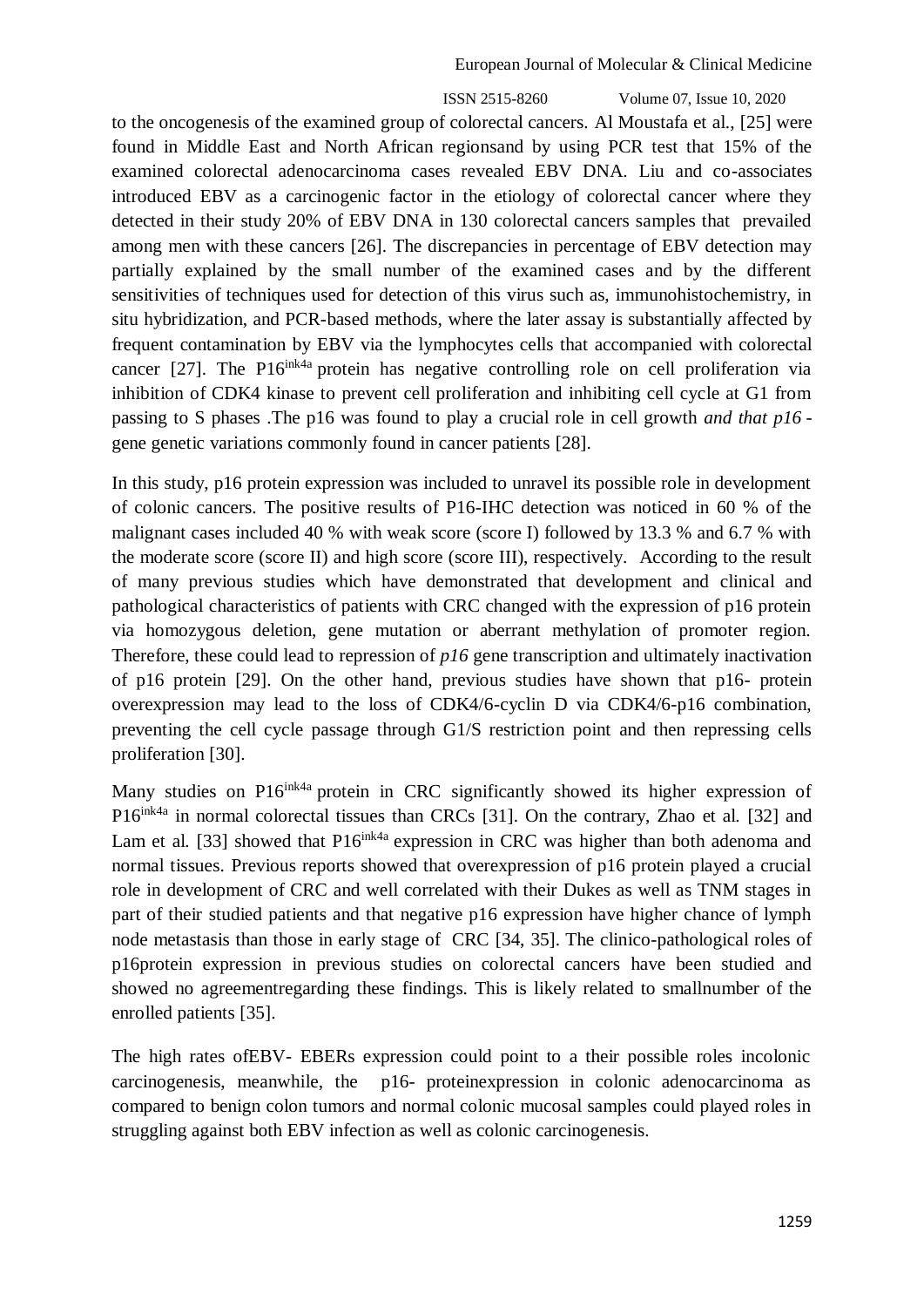to the oncogenesis of the examined group of colorectal cancers. Al Moustafa et al., [25] were found in Middle East and North African regionsand by using PCR test that 15% of the examined colorectal adenocarcinoma cases revealed EBV DNA. Liu and co-associates introduced EBV as a carcinogenic factor in the etiology of colorectal cancer where they detected in their study 20% of EBV DNA in 130 colorectal cancers samples that prevailed among men with these cancers [26]. The discrepancies in percentage of EBV detection may partially explained by the small number of the examined cases and by the different sensitivities of techniques used for detection of this virus such as, immunohistochemistry, in situ hybridization, and PCR-based methods, where the later assay is substantially affected by frequent contamination by EBV via the lymphocytes cells that accompanied with colorectal cancer [27]. The P16$^{ink4a}$ protein has negative controlling role on cell proliferation via inhibition of CDK4 kinase to prevent cell proliferation and inhibiting cell cycle at G1 from passing to S phases .The p16 was found to play a crucial role in cell growth *and that p16* -gene genetic variations commonly found in cancer patients [28].

In this study, p16 protein expression was included to unravel its possible role in development of colonic cancers. The positive results of P16-IHC detection was noticed in 60 % of the malignant cases included 40 % with weak score (score I) followed by 13.3 % and 6.7 % with the moderate score (score II) and high score (score III), respectively. According to the result of many previous studies which have demonstrated that development and clinical and pathological characteristics of patients with CRC changed with the expression of p16 protein via homozygous deletion, gene mutation or aberrant methylation of promoter region. Therefore, these could lead to repression of *p16* gene transcription and ultimately inactivation of p16 protein [29]. On the other hand, previous studies have shown that p16- protein overexpression may lead to the loss of CDK4/6-cyclin D via CDK4/6-p16 combination, preventing the cell cycle passage through G1/S restriction point and then repressing cells proliferation [30].

Many studies on P16$^{ink4a}$ protein in CRC significantly showed its higher expression of P16$^{ink4a}$ in normal colorectal tissues than CRCs [31]. On the contrary, Zhao et al. [32] and Lam et al. [33] showed that P16$^{ink4a}$ expression in CRC was higher than both adenoma and normal tissues. Previous reports showed that overexpression of p16 protein played a crucial role in development of CRC and well correlated with their Dukes as well as TNM stages in part of their studied patients and that negative p16 expression have higher chance of lymph node metastasis than those in early stage of CRC [34, 35]. The clinico-pathological roles of p16protein expression in previous studies on colorectal cancers have been studied and showed no agreementregarding these findings. This is likely related to smallnumber of the enrolled patients [35].

The high rates ofEBV- EBERs expression could point to a their possible roles incolonic carcinogenesis, meanwhile, the p16- proteinexpression in colonic adenocarcinoma as compared to benign colon tumors and normal colonic mucosal samples could played roles in struggling against both EBV infection as well as colonic carcinogenesis.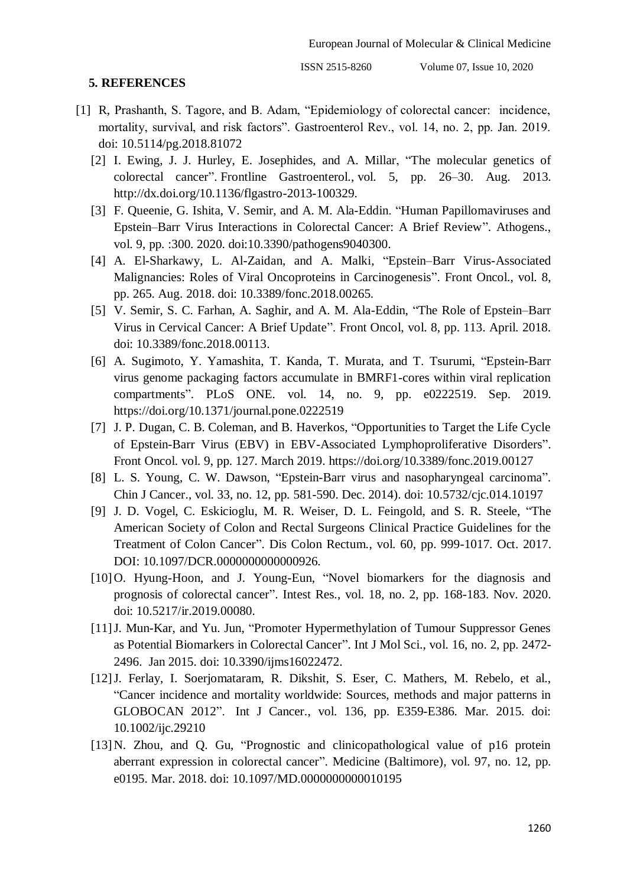## 5. REFERENCES

[1] R, Prashanth, S. Tagore, and B. Adam, "Epidemiology of colorectal cancer: incidence, mortality, survival, and risk factors". Gastroenterol Rev., vol. 14, no. 2, pp. Jan. 2019. doi: 10.5114/pg.2018.81072

[2] I. Ewing, J. J. Hurley, E. Josephides, and A. Millar, "The molecular genetics of colorectal cancer". Frontline Gastroenterol., vol. 5, pp. 26–30. Aug. 2013. http://dx.doi.org/10.1136/flgastro-2013-100329.

[3] F. Queenie, G. Ishita, V. Semir, and A. M. Ala-Eddin. "Human Papillomaviruses and Epstein–Barr Virus Interactions in Colorectal Cancer: A Brief Review". Athogens., vol. 9, pp. :300. 2020. doi:10.3390/pathogens9040300.

[4] A. El-Sharkawy, L. Al-Zaidan, and A. Malki, "Epstein–Barr Virus-Associated Malignancies: Roles of Viral Oncoproteins in Carcinogenesis". Front Oncol., vol. 8, pp. 265. Aug. 2018. doi: 10.3389/fonc.2018.00265.

[5] V. Semir, S. C. Farhan, A. Saghir, and A. M. Ala-Eddin, "The Role of Epstein–Barr Virus in Cervical Cancer: A Brief Update". Front Oncol, vol. 8, pp. 113. April. 2018. doi: 10.3389/fonc.2018.00113.

[6] A. Sugimoto, Y. Yamashita, T. Kanda, T. Murata, and T. Tsurumi, "Epstein-Barr virus genome packaging factors accumulate in BMRF1-cores within viral replication compartments". PLoS ONE. vol. 14, no. 9, pp. e0222519. Sep. 2019. https://doi.org/10.1371/journal.pone.0222519

[7] J. P. Dugan, C. B. Coleman, and B. Haverkos, "Opportunities to Target the Life Cycle of Epstein-Barr Virus (EBV) in EBV-Associated Lymphoproliferative Disorders". Front Oncol. vol. 9, pp. 127. March 2019. https://doi.org/10.3389/fonc.2019.00127

[8] L. S. Young, C. W. Dawson, "Epstein-Barr virus and nasopharyngeal carcinoma". Chin J Cancer., vol. 33, no. 12, pp. 581-590. Dec. 2014). doi: 10.5732/cjc.014.10197

[9] J. D. Vogel, C. Eskicioglu, M. R. Weiser, D. L. Feingold, and S. R. Steele, "The American Society of Colon and Rectal Surgeons Clinical Practice Guidelines for the Treatment of Colon Cancer". Dis Colon Rectum., vol. 60, pp. 999-1017. Oct. 2017. DOI: 10.1097/DCR.0000000000000926.

[10] O. Hyung-Hoon, and J. Young-Eun, "Novel biomarkers for the diagnosis and prognosis of colorectal cancer". Intest Res., vol. 18, no. 2, pp. 168-183. Nov. 2020. doi: 10.5217/ir.2019.00080.

[11] J. Mun-Kar, and Yu. Jun, "Promoter Hypermethylation of Tumour Suppressor Genes as Potential Biomarkers in Colorectal Cancer". Int J Mol Sci., vol. 16, no. 2, pp. 2472-2496. Jan 2015. doi: 10.3390/ijms16022472.

[12] J. Ferlay, I. Soerjomataram, R. Dikshit, S. Eser, C. Mathers, M. Rebelo, et al., "Cancer incidence and mortality worldwide: Sources, methods and major patterns in GLOBOCAN 2012". Int J Cancer., vol. 136, pp. E359-E386. Mar. 2015. doi: 10.1002/ijc.29210

[13] N. Zhou, and Q. Gu, "Prognostic and clinicopathological value of p16 protein aberrant expression in colorectal cancer". Medicine (Baltimore), vol. 97, no. 12, pp. e0195. Mar. 2018. doi: 10.1097/MD.0000000000010195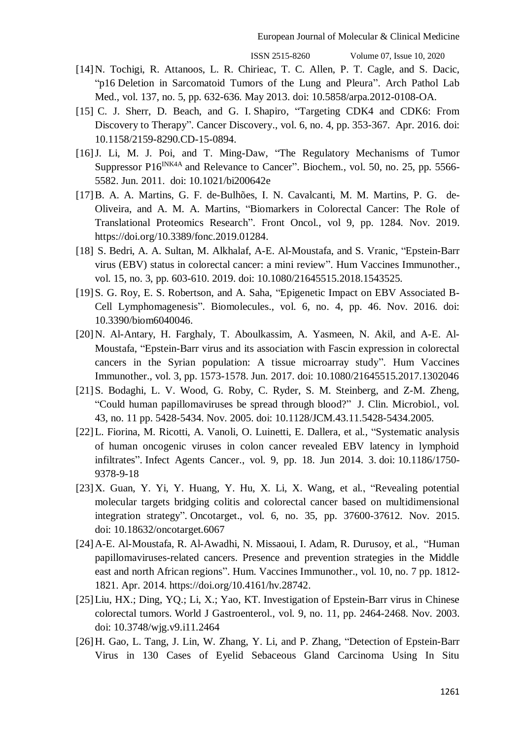[14] N. Tochigi, R. Attanoos, L. R. Chirieac, T. C. Allen, P. T. Cagle, and S. Dacic, "p16 Deletion in Sarcomatoid Tumors of the Lung and Pleura". Arch Pathol Lab Med., vol. 137, no. 5, pp. 632-636. May 2013. doi: 10.5858/arpa.2012-0108-OA.

[15] C. J. Sherr, D. Beach, and G. I. Shapiro, "Targeting CDK4 and CDK6: From Discovery to Therapy". Cancer Discovery., vol. 6, no. 4, pp. 353-367. Apr. 2016. doi: 10.1158/2159-8290.CD-15-0894.

[16] J. Li, M. J. Poi, and T. Ming-Daw, "The Regulatory Mechanisms of Tumor Suppressor P16$^{INK4A}$ and Relevance to Cancer". Biochem., vol. 50, no. 25, pp. 5566-5582. Jun. 2011. doi: 10.1021/bi200642e

[17] B. A. A. Martins, G. F. de-Bulhões, I. N. Cavalcanti, M. M. Martins, P. G. de-Oliveira, and A. M. A. Martins, "Biomarkers in Colorectal Cancer: The Role of Translational Proteomics Research". Front Oncol., vol 9, pp. 1284. Nov. 2019. https://doi.org/10.3389/fonc.2019.01284.

[18] S. Bedri, A. A. Sultan, M. Alkhalaf, A-E. Al-Moustafa, and S. Vranic, "Epstein-Barr virus (EBV) status in colorectal cancer: a mini review". Hum Vaccines Immunother., vol. 15, no. 3, pp. 603-610. 2019. doi: 10.1080/21645515.2018.1543525.

[19] S. G. Roy, E. S. Robertson, and A. Saha, "Epigenetic Impact on EBV Associated B-Cell Lymphomagenesis". Biomolecules., vol. 6, no. 4, pp. 46. Nov. 2016. doi: 10.3390/biom6040046.

[20] N. Al-Antary, H. Farghaly, T. Aboulkassim, A. Yasmeen, N. Akil, and A-E. Al-Moustafa, "Epstein-Barr virus and its association with Fascin expression in colorectal cancers in the Syrian population: A tissue microarray study". Hum Vaccines Immunother., vol. 3, pp. 1573-1578. Jun. 2017. doi: 10.1080/21645515.2017.1302046

[21] S. Bodaghi, L. V. Wood, G. Roby, C. Ryder, S. M. Steinberg, and Z-M. Zheng, "Could human papillomaviruses be spread through blood?" J. Clin. Microbiol., vol. 43, no. 11 pp. 5428-5434. Nov. 2005. doi: 10.1128/JCM.43.11.5428-5434.2005.

[22] L. Fiorina, M. Ricotti, A. Vanoli, O. Luinetti, E. Dallera, et al., "Systematic analysis of human oncogenic viruses in colon cancer revealed EBV latency in lymphoid infiltrates". Infect Agents Cancer., vol. 9, pp. 18. Jun 2014. 3. doi: 10.1186/1750-9378-9-18

[23] X. Guan, Y. Yi, Y. Huang, Y. Hu, X. Li, X. Wang, et al., "Revealing potential molecular targets bridging colitis and colorectal cancer based on multidimensional integration strategy". Oncotarget., vol. 6, no. 35, pp. 37600-37612. Nov. 2015. doi: 10.18632/oncotarget.6067

[24] A-E. Al-Moustafa, R. Al-Awadhi, N. Missaoui, I. Adam, R. Durusoy, et al., "Human papillomaviruses-related cancers. Presence and prevention strategies in the Middle east and north African regions". Hum. Vaccines Immunother., vol. 10, no. 7 pp. 1812-1821. Apr. 2014. https://doi.org/10.4161/hv.28742.

[25] Liu, HX.; Ding, YQ.; Li, X.; Yao, KT. Investigation of Epstein-Barr virus in Chinese colorectal tumors. World J Gastroenterol., vol. 9, no. 11, pp. 2464-2468. Nov. 2003. doi: 10.3748/wjg.v9.i11.2464

[26] H. Gao, L. Tang, J. Lin, W. Zhang, Y. Li, and P. Zhang, "Detection of Epstein-Barr Virus in 130 Cases of Eyelid Sebaceous Gland Carcinoma Using In Situ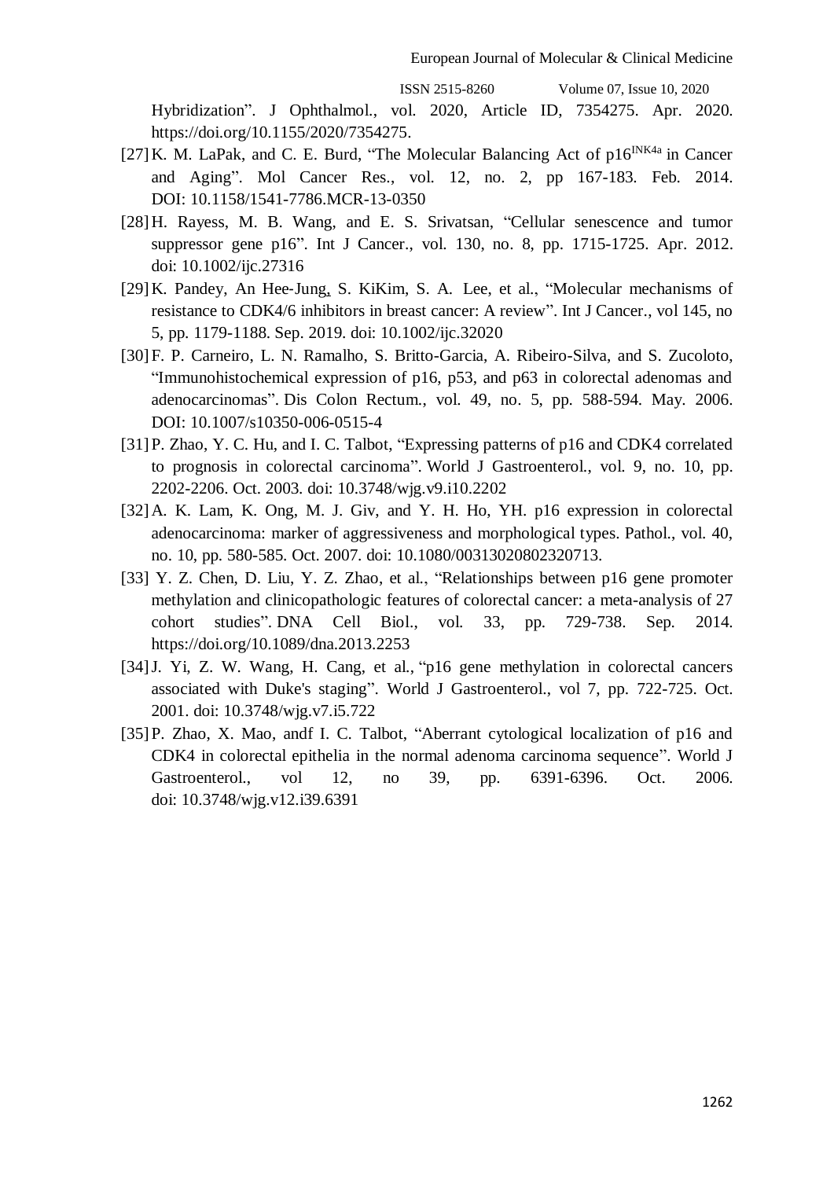Hybridization". J Ophthalmol., vol. 2020, Article ID, 7354275. Apr. 2020. https://doi.org/10.1155/2020/7354275.

[27] K. M. LaPak, and C. E. Burd, "The Molecular Balancing Act of p16$^{INK4a}$ in Cancer and Aging". Mol Cancer Res., vol. 12, no. 2, pp 167-183. Feb. 2014. DOI: 10.1158/1541-7786.MCR-13-0350

[28] H. Rayess, M. B. Wang, and E. S. Srivatsan, "Cellular senescence and tumor suppressor gene p16". Int J Cancer., vol. 130, no. 8, pp. 1715-1725. Apr. 2012. doi: 10.1002/ijc.27316

[29] K. Pandey, An Hee-Jung, S. KiKim, S. A. Lee, et al., "Molecular mechanisms of resistance to CDK4/6 inhibitors in breast cancer: A review". Int J Cancer., vol 145, no 5, pp. 1179-1188. Sep. 2019. doi: 10.1002/ijc.32020

[30] F. P. Carneiro, L. N. Ramalho, S. Britto-Garcia, A. Ribeiro-Silva, and S. Zucoloto, "Immunohistochemical expression of p16, p53, and p63 in colorectal adenomas and adenocarcinomas". Dis Colon Rectum., vol. 49, no. 5, pp. 588-594. May. 2006. DOI: 10.1007/s10350-006-0515-4

[31] P. Zhao, Y. C. Hu, and I. C. Talbot, "Expressing patterns of p16 and CDK4 correlated to prognosis in colorectal carcinoma". World J Gastroenterol., vol. 9, no. 10, pp. 2202-2206. Oct. 2003. doi: 10.3748/wjg.v9.i10.2202

[32] A. K. Lam, K. Ong, M. J. Giv, and Y. H. Ho, YH. p16 expression in colorectal adenocarcinoma: marker of aggressiveness and morphological types. Pathol., vol. 40, no. 10, pp. 580-585. Oct. 2007. doi: 10.1080/00313020802320713.

[33] Y. Z. Chen, D. Liu, Y. Z. Zhao, et al., "Relationships between p16 gene promoter methylation and clinicopathologic features of colorectal cancer: a meta-analysis of 27 cohort studies". DNA Cell Biol., vol. 33, pp. 729-738. Sep. 2014. https://doi.org/10.1089/dna.2013.2253

[34] J. Yi, Z. W. Wang, H. Cang, et al., "p16 gene methylation in colorectal cancers associated with Duke's staging". World J Gastroenterol., vol 7, pp. 722-725. Oct. 2001. doi: 10.3748/wjg.v7.i5.722

[35] P. Zhao, X. Mao, andf I. C. Talbot, "Aberrant cytological localization of p16 and CDK4 in colorectal epithelia in the normal adenoma carcinoma sequence". World J Gastroenterol., vol 12, no 39, pp. 6391-6396. Oct. 2006. doi: 10.3748/wjg.v12.i39.6391